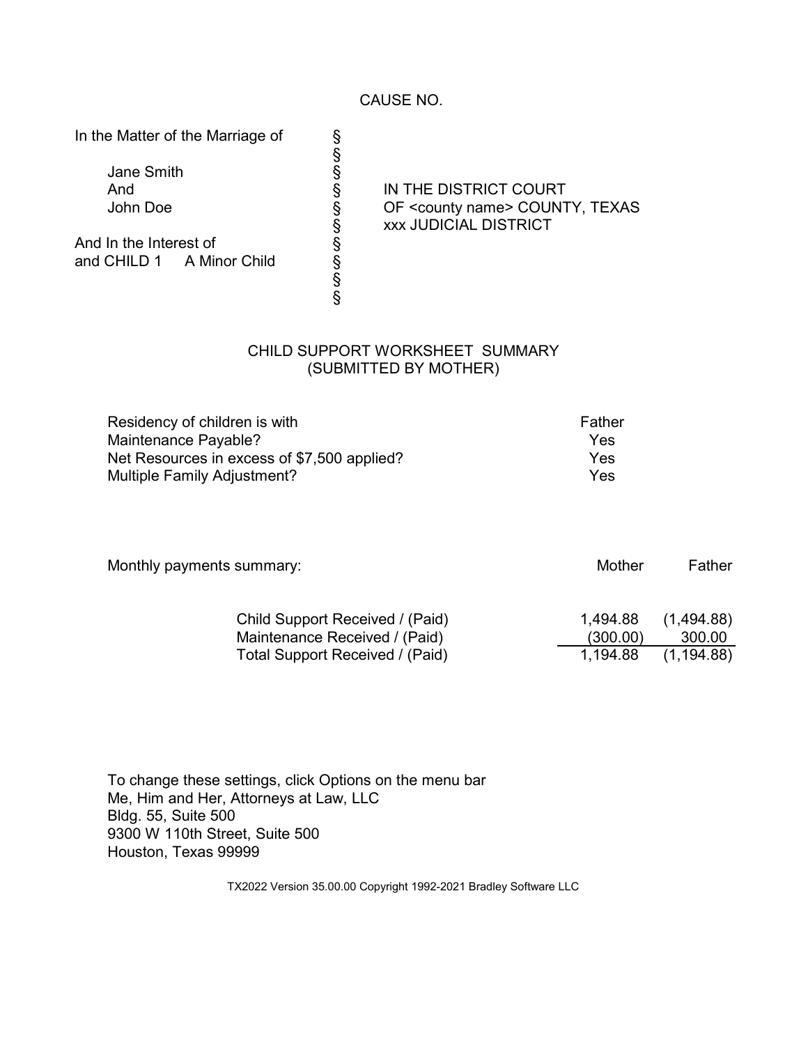CAUSE NO.

| | | |
|---|---|---|
| In the Matter of the Marriage of | § | |
| | § | |
| Jane Smith | § | |
| And | § | IN THE DISTRICT COURT |
| John Doe | § | OF <county name> COUNTY, TEXAS |
| | § | xxx JUDICIAL DISTRICT |
| And In the Interest of | § | |
| and CHILD 1 A Minor Child | § | |
| | § | |
| | § | |

## CHILD SUPPORT WORKSHEET SUMMARY
## (SUBMITTED BY MOTHER)

| | |
|---|---|
| Residency of children is with | Father |
| Maintenance Payable? | Yes |
| Net Resources in excess of $7,500 applied? | Yes |
| Multiple Family Adjustment? | Yes |

| Monthly payments summary: | Mother | Father |
|---|---|---|
| Child Support Received / (Paid) | 1,494.88 | (1,494.88) |
| Maintenance Received / (Paid) | (300.00) | 300.00 |
| Total Support Received / (Paid) | 1,194.88 | (1,194.88) |

To change these settings, click Options on the menu bar
Me, Him and Her, Attorneys at Law, LLC
Bldg. 55, Suite 500
9300 W 110th Street, Suite 500
Houston, Texas 99999

TX2022 Version 35.00.00 Copyright 1992-2021 Bradley Software LLC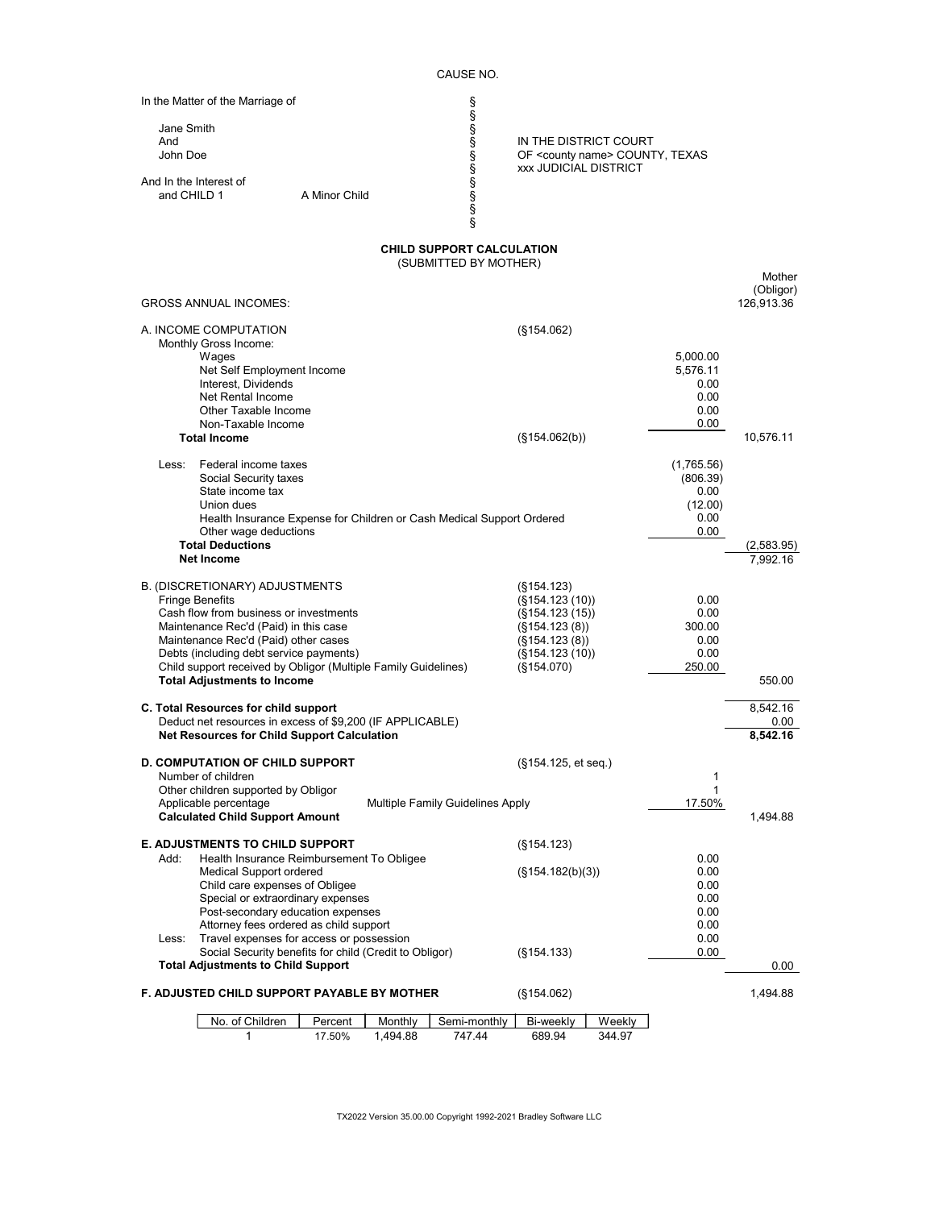CAUSE NO.

| | | |
|---|---|---|
| In the Matter of the Marriage of | § | |
| | § | |
| Jane Smith | § | |
| And | § | IN THE DISTRICT COURT |
| John Doe | § | OF <county name> COUNTY, TEXAS |
| | § | xxx JUDICIAL DISTRICT |
| And In the Interest of | § | |
| and CHILD 1 &nbsp;&nbsp;&nbsp; A Minor Child | § | |
| | § | |
| | § | |

**CHILD SUPPORT CALCULATION**
(SUBMITTED BY MOTHER)

| | | | Mother (Obligor) |
|---|---|---|---|
| GROSS ANNUAL INCOMES: | | | 126,913.36 |
| A. INCOME COMPUTATION | (§154.062) | | |
| Monthly Gross Income: | | | |
| Wages | | 5,000.00 | |
| Net Self Employment Income | | 5,576.11 | |
| Interest, Dividends | | 0.00 | |
| Net Rental Income | | 0.00 | |
| Other Taxable Income | | 0.00 | |
| Non-Taxable Income | | 0.00 | |
| **Total Income** | (§154.062(b)) | | 10,576.11 |
| Less: Federal income taxes | | (1,765.56) | |
| Social Security taxes | | (806.39) | |
| State income tax | | 0.00 | |
| Union dues | | (12.00) | |
| Health Insurance Expense for Children or Cash Medical Support Ordered | | 0.00 | |
| Other wage deductions | | 0.00 | |
| **Total Deductions** | | | (2,583.95) |
| **Net Income** | | | 7,992.16 |
| B. (DISCRETIONARY) ADJUSTMENTS | (§154.123) | | |
| Fringe Benefits | (§154.123 (10)) | 0.00 | |
| Cash flow from business or investments | (§154.123 (15)) | 0.00 | |
| Maintenance Rec'd (Paid) in this case | (§154.123 (8)) | 300.00 | |
| Maintenance Rec'd (Paid) other cases | (§154.123 (8)) | 0.00 | |
| Debts (including debt service payments) | (§154.123 (10)) | 0.00 | |
| Child support received by Obligor (Multiple Family Guidelines) | (§154.070) | 250.00 | |
| **Total Adjustments to Income** | | | 550.00 |
| **C. Total Resources for child support** | | | 8,542.16 |
| Deduct net resources in excess of $9,200 (IF APPLICABLE) | | | 0.00 |
| **Net Resources for Child Support Calculation** | | | **8,542.16** |
| **D. COMPUTATION OF CHILD SUPPORT** | (§154.125, et seq.) | | |
| Number of children | | 1 | |
| Other children supported by Obligor | | 1 | |
| Applicable percentage | Multiple Family Guidelines Apply | 17.50% | |
| **Calculated Child Support Amount** | | | 1,494.88 |
| **E. ADJUSTMENTS TO CHILD SUPPORT** | (§154.123) | | |
| Add: Health Insurance Reimbursement To Obligee | | 0.00 | |
| Medical Support ordered | (§154.182(b)(3)) | 0.00 | |
| Child care expenses of Obligee | | 0.00 | |
| Special or extraordinary expenses | | 0.00 | |
| Post-secondary education expenses | | 0.00 | |
| Attorney fees ordered as child support | | 0.00 | |
| Less: Travel expenses for access or possession | | 0.00 | |
| Social Security benefits for child (Credit to Obligor) | (§154.133) | 0.00 | |
| **Total Adjustments to Child Support** | | | 0.00 |
| **F. ADJUSTED CHILD SUPPORT PAYABLE BY MOTHER** | (§154.062) | | 1,494.88 |

| No. of Children | Percent | Monthly | Semi-monthly | Bi-weekly | Weekly |
|---|---|---|---|---|---|
| 1 | 17.50% | 1,494.88 | 747.44 | 689.94 | 344.97 |

TX2022 Version 35.00.00 Copyright 1992-2021 Bradley Software LLC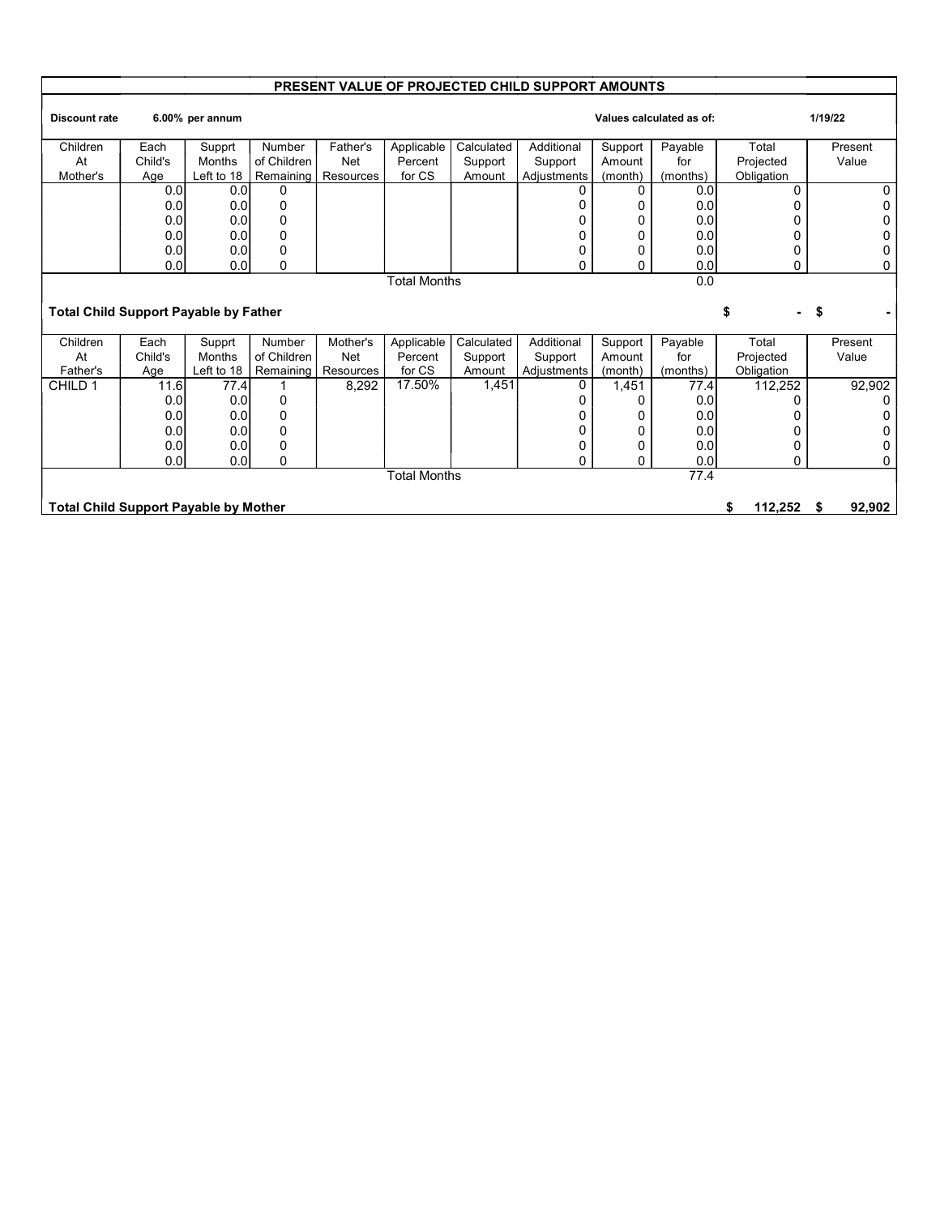## PRESENT VALUE OF PROJECTED CHILD SUPPORT AMOUNTS

**Discount rate** **6.00% per annum** **Values calculated as of:** **1/19/22**

| Children At Mother's | Each Child's Age | Supprt Months Left to 18 | Number of Children Remaining | Father's Net Resources | Applicable Percent for CS | Calculated Support Amount | Additional Support Adjustments | Support Amount (month) | Payable for (months) | Total Projected Obligation | Present Value |
|---|---|---|---|---|---|---|---|---|---|---|---|
| | 0.0 | 0.0 | 0 | | | | 0 | 0 | 0.0 | 0 | 0 |
| | 0.0 | 0.0 | 0 | | | | 0 | 0 | 0.0 | 0 | 0 |
| | 0.0 | 0.0 | 0 | | | | 0 | 0 | 0.0 | 0 | 0 |
| | 0.0 | 0.0 | 0 | | | | 0 | 0 | 0.0 | 0 | 0 |
| | 0.0 | 0.0 | 0 | | | | 0 | 0 | 0.0 | 0 | 0 |
| | 0.0 | 0.0 | 0 | | | | 0 | 0 | 0.0 | 0 | 0 |
| | | | | | Total Months | | | | 0.0 | | |
| **Total Child Support Payable by Father** | | | | | | | | | | **$ -** | **$ -** |

| Children At Father's | Each Child's Age | Supprt Months Left to 18 | Number of Children Remaining | Mother's Net Resources | Applicable Percent for CS | Calculated Support Amount | Additional Support Adjustments | Support Amount (month) | Payable for (months) | Total Projected Obligation | Present Value |
|---|---|---|---|---|---|---|---|---|---|---|---|
| CHILD 1 | 11.6 | 77.4 | 1 | 8,292 | 17.50% | 1,451 | 0 | 1,451 | 77.4 | 112,252 | 92,902 |
| | 0.0 | 0.0 | 0 | | | | 0 | 0 | 0.0 | 0 | 0 |
| | 0.0 | 0.0 | 0 | | | | 0 | 0 | 0.0 | 0 | 0 |
| | 0.0 | 0.0 | 0 | | | | 0 | 0 | 0.0 | 0 | 0 |
| | 0.0 | 0.0 | 0 | | | | 0 | 0 | 0.0 | 0 | 0 |
| | 0.0 | 0.0 | 0 | | | | 0 | 0 | 0.0 | 0 | 0 |
| | | | | | Total Months | | | | 77.4 | | |
| **Total Child Support Payable by Mother** | | | | | | | | | | **$ 112,252** | **$ 92,902** |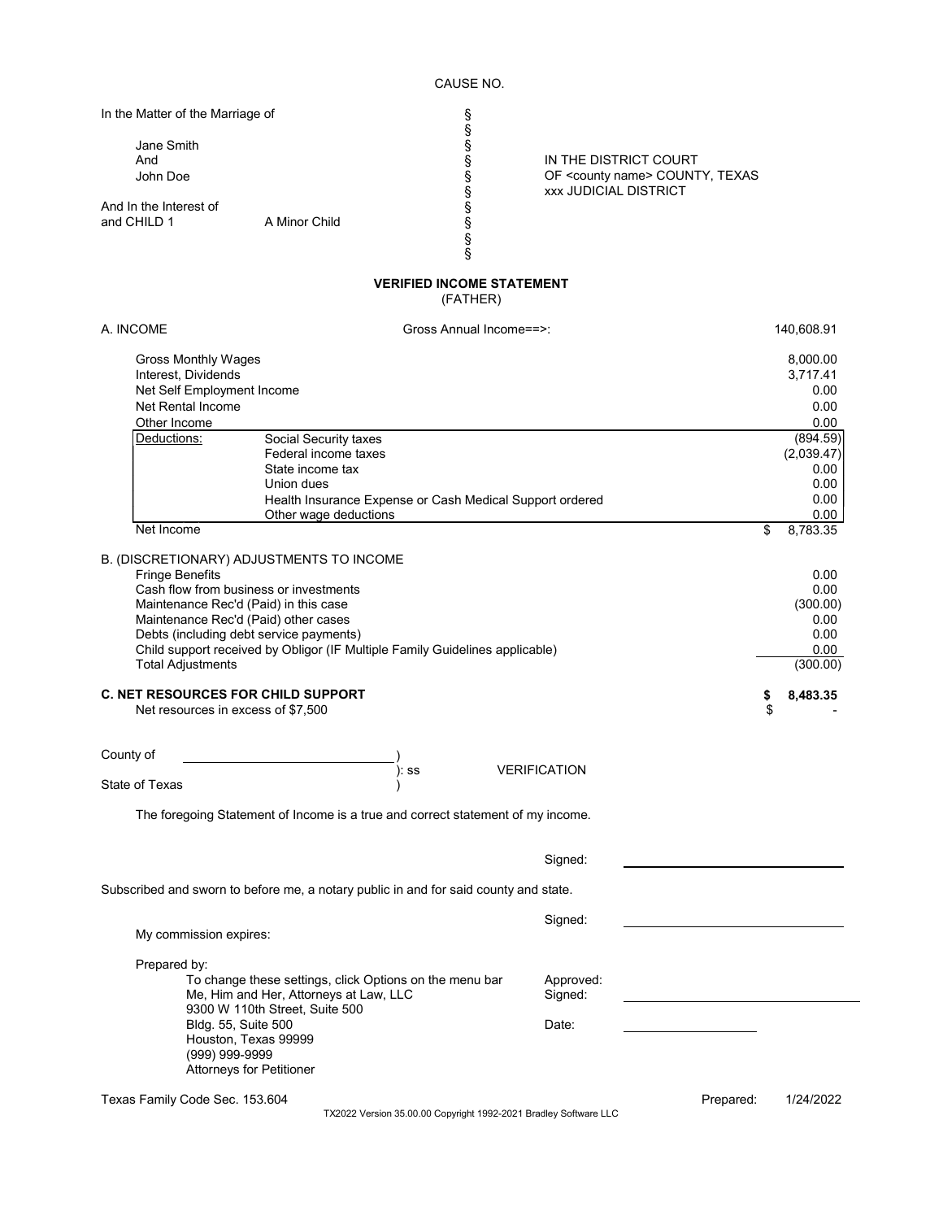CAUSE NO.

| | | |
|---|---|---|
| In the Matter of the Marriage of | § | |
| | § | |
| Jane Smith | § | |
| And | § | IN THE DISTRICT COURT |
| John Doe | § | OF <county name> COUNTY, TEXAS |
| | § | xxx JUDICIAL DISTRICT |
| And In the Interest of | § | |
| and CHILD 1 &nbsp;&nbsp;&nbsp; A Minor Child | § | |
| | § | |
| | § | |

## VERIFIED INCOME STATEMENT
(FATHER)

| | | |
|---|---|---|
| A. INCOME | Gross Annual Income==>: | 140,608.91 |
| Gross Monthly Wages | | 8,000.00 |
| Interest, Dividends | | 3,717.41 |
| Net Self Employment Income | | 0.00 |
| Net Rental Income | | 0.00 |
| Other Income | | 0.00 |
| Deductions: | Social Security taxes | (894.59) |
| | Federal income taxes | (2,039.47) |
| | State income tax | 0.00 |
| | Union dues | 0.00 |
| | Health Insurance Expense or Cash Medical Support ordered | 0.00 |
| | Other wage deductions | 0.00 |
| Net Income | | $ 8,783.35 |

| | |
|---|---|
| B. (DISCRETIONARY) ADJUSTMENTS TO INCOME | |
| Fringe Benefits | 0.00 |
| Cash flow from business or investments | 0.00 |
| Maintenance Rec'd (Paid) in this case | (300.00) |
| Maintenance Rec'd (Paid) other cases | 0.00 |
| Debts (including debt service payments) | 0.00 |
| Child support received by Obligor (IF Multiple Family Guidelines applicable) | 0.00 |
| Total Adjustments | (300.00) |

| | |
|---|---|
| **C. NET RESOURCES FOR CHILD SUPPORT** | **$ 8,483.35** |
| Net resources in excess of $7,500 | $ - |

County of ________________________ )
): ss &nbsp;&nbsp;&nbsp; VERIFICATION
State of Texas )

The foregoing Statement of Income is a true and correct statement of my income.

Signed: ________________________

Subscribed and sworn to before me, a notary public in and for said county and state.

Signed: ________________________

My commission expires:

Prepared by:
To change these settings, click Options on the menu bar
Me, Him and Her, Attorneys at Law, LLC
9300 W 110th Street, Suite 500
Bldg. 55, Suite 500
Houston, Texas 99999
(999) 999-9999
Attorneys for Petitioner

Approved:
Signed: ________________________

Date: ____________

Texas Family Code Sec. 153.604 &nbsp;&nbsp;&nbsp; Prepared: 1/24/2022

TX2022 Version 35.00.00 Copyright 1992-2021 Bradley Software LLC